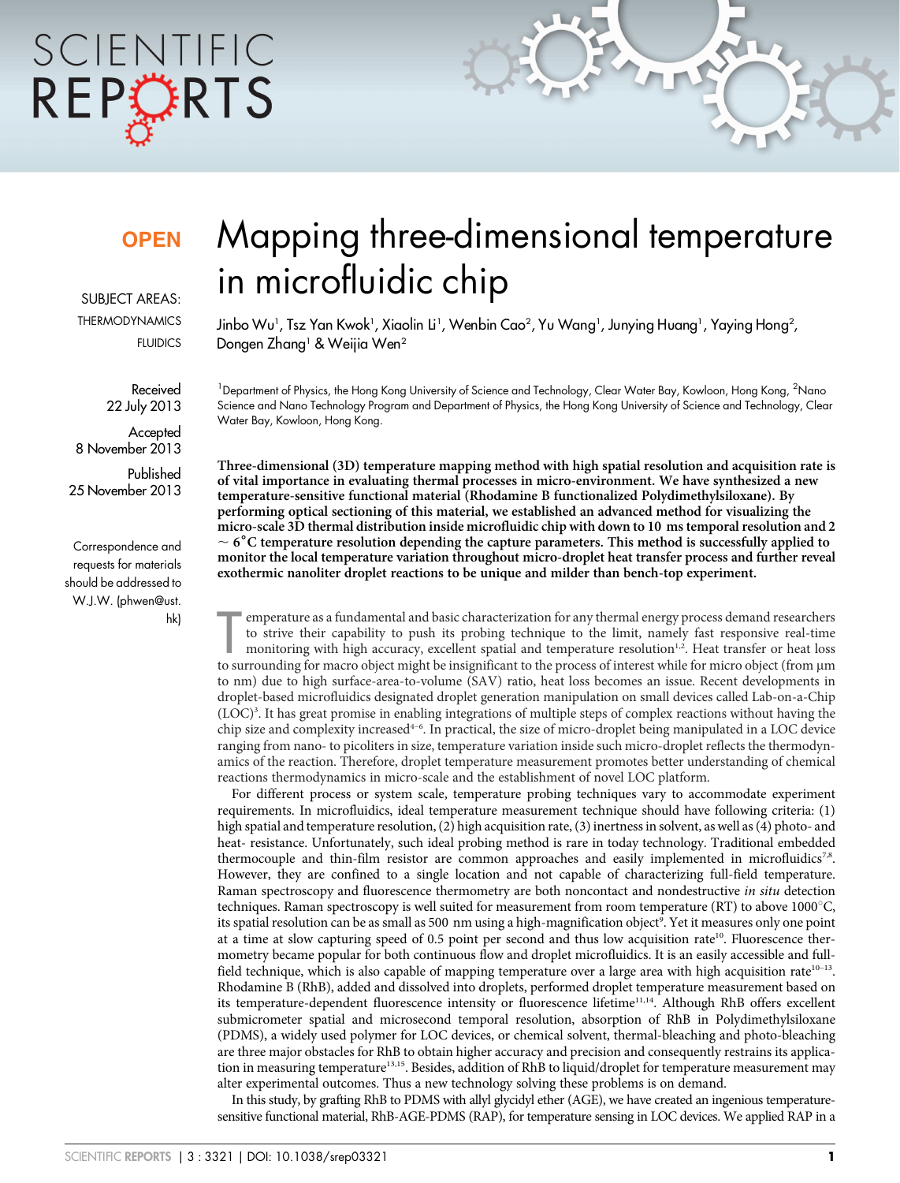OPEN

SUBJECT AREAS:
THERMODYNAMICS
FLUIDICS

Received
22 July 2013

Accepted
8 November 2013

Published
25 November 2013

Correspondence and requests for materials should be addressed to W.J.W. (phwen@ust.hk)

# Mapping three-dimensional temperature in microfluidic chip

Jinbo Wu[1], Tsz Yan Kwok[1], Xiaolin Li[1], Wenbin Cao[2], Yu Wang[1], Junying Huang[1], Yaying Hong[2], Dongen Zhang[1] & Weijia Wen[2]

[1]Department of Physics, the Hong Kong University of Science and Technology, Clear Water Bay, Kowloon, Hong Kong, [2]Nano Science and Nano Technology Program and Department of Physics, the Hong Kong University of Science and Technology, Clear Water Bay, Kowloon, Hong Kong.

**Three-dimensional (3D) temperature mapping method with high spatial resolution and acquisition rate is of vital importance in evaluating thermal processes in micro-environment. We have synthesized a new temperature-sensitive functional material (Rhodamine B functionalized Polydimethylsiloxane). By performing optical sectioning of this material, we established an advanced method for visualizing the micro-scale 3D thermal distribution inside microfluidic chip with down to 10 ms temporal resolution and 2 ~ 6°C temperature resolution depending the capture parameters. This method is successfully applied to monitor the local temperature variation throughout micro-droplet heat transfer process and further reveal exothermic nanoliter droplet reactions to be unique and milder than bench-top experiment.**

Temperature as a fundamental and basic characterization for any thermal energy process demand researchers to strive their capability to push its probing technique to the limit, namely fast responsive real-time monitoring with high accuracy, excellent spatial and temperature resolution[1,2]. Heat transfer or heat loss to surrounding for macro object might be insignificant to the process of interest while for micro object (from µm to nm) due to high surface-area-to-volume (SAV) ratio, heat loss becomes an issue. Recent developments in droplet-based microfluidics designated droplet generation manipulation on small devices called Lab-on-a-Chip (LOC)[3]. It has great promise in enabling integrations of multiple steps of complex reactions without having the chip size and complexity increased[4–6]. In practical, the size of micro-droplet being manipulated in a LOC device ranging from nano- to picoliters in size, temperature variation inside such micro-droplet reflects the thermodynamics of the reaction. Therefore, droplet temperature measurement promotes better understanding of chemical reactions thermodynamics in micro-scale and the establishment of novel LOC platform.

For different process or system scale, temperature probing techniques vary to accommodate experiment requirements. In microfluidics, ideal temperature measurement technique should have following criteria: (1) high spatial and temperature resolution, (2) high acquisition rate, (3) inertness in solvent, as well as (4) photo- and heat- resistance. Unfortunately, such ideal probing method is rare in today technology. Traditional embedded thermocouple and thin-film resistor are common approaches and easily implemented in microfluidics[7,8]. However, they are confined to a single location and not capable of characterizing full-field temperature. Raman spectroscopy and fluorescence thermometry are both noncontact and nondestructive *in situ* detection techniques. Raman spectroscopy is well suited for measurement from room temperature (RT) to above 1000°C, its spatial resolution can be as small as 500 nm using a high-magnification object[9]. Yet it measures only one point at a time at slow capturing speed of 0.5 point per second and thus low acquisition rate[10]. Fluorescence thermometry became popular for both continuous flow and droplet microfluidics. It is an easily accessible and full-field technique, which is also capable of mapping temperature over a large area with high acquisition rate[10–13]. Rhodamine B (RhB), added and dissolved into droplets, performed droplet temperature measurement based on its temperature-dependent fluorescence intensity or fluorescence lifetime[11,14]. Although RhB offers excellent submicrometer spatial and microsecond temporal resolution, absorption of RhB in Polydimethylsiloxane (PDMS), a widely used polymer for LOC devices, or chemical solvent, thermal-bleaching and photo-bleaching are three major obstacles for RhB to obtain higher accuracy and precision and consequently restrains its application in measuring temperature[13,15]. Besides, addition of RhB to liquid/droplet for temperature measurement may alter experimental outcomes. Thus a new technology solving these problems is on demand.

In this study, by grafting RhB to PDMS with allyl glycidyl ether (AGE), we have created an ingenious temperature-sensitive functional material, RhB-AGE-PDMS (RAP), for temperature sensing in LOC devices. We applied RAP in a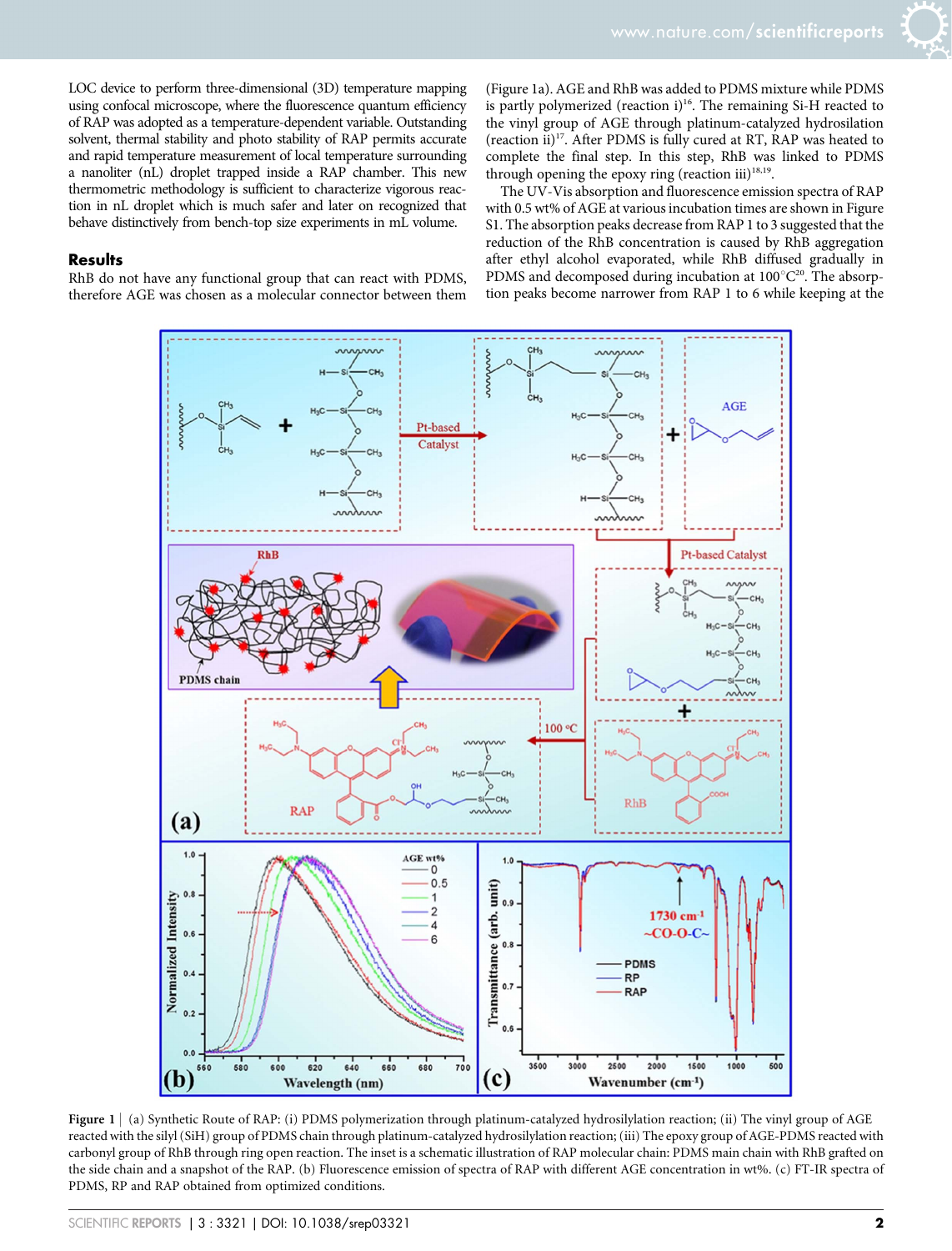LOC device to perform three-dimensional (3D) temperature mapping using confocal microscope, where the fluorescence quantum efficiency of RAP was adopted as a temperature-dependent variable. Outstanding solvent, thermal stability and photo stability of RAP permits accurate and rapid temperature measurement of local temperature surrounding a nanoliter (nL) droplet trapped inside a RAP chamber. This new thermometric methodology is sufficient to characterize vigorous reaction in nL droplet which is much safer and later on recognized that behave distinctively from bench-top size experiments in mL volume.

## Results

RhB do not have any functional group that can react with PDMS, therefore AGE was chosen as a molecular connector between them (Figure 1a). AGE and RhB was added to PDMS mixture while PDMS is partly polymerized (reaction i)[16]. The remaining Si-H reacted to the vinyl group of AGE through platinum-catalyzed hydrosilation (reaction ii)[17]. After PDMS is fully cured at RT, RAP was heated to complete the final step. In this step, RhB was linked to PDMS through opening the epoxy ring (reaction iii)[18,19].

The UV-Vis absorption and fluorescence emission spectra of RAP with 0.5 wt% of AGE at various incubation times are shown in Figure S1. The absorption peaks decrease from RAP 1 to 3 suggested that the reduction of the RhB concentration is caused by RhB aggregation after ethyl alcohol evaporated, while RhB diffused gradually in PDMS and decomposed during incubation at 100°C[20]. The absorption peaks become narrower from RAP 1 to 6 while keeping at the

**Figure 1** | (a) Synthetic Route of RAP: (i) PDMS polymerization through platinum-catalyzed hydrosilylation reaction; (ii) The vinyl group of AGE reacted with the silyl (SiH) group of PDMS chain through platinum-catalyzed hydrosilylation reaction; (iii) The epoxy group of AGE-PDMS reacted with carbonyl group of RhB through ring open reaction. The inset is a schematic illustration of RAP molecular chain: PDMS main chain with RhB grafted on the side chain and a snapshot of the RAP. (b) Fluorescence emission of spectra of RAP with different AGE concentration in wt%. (c) FT-IR spectra of PDMS, RP and RAP obtained from optimized conditions.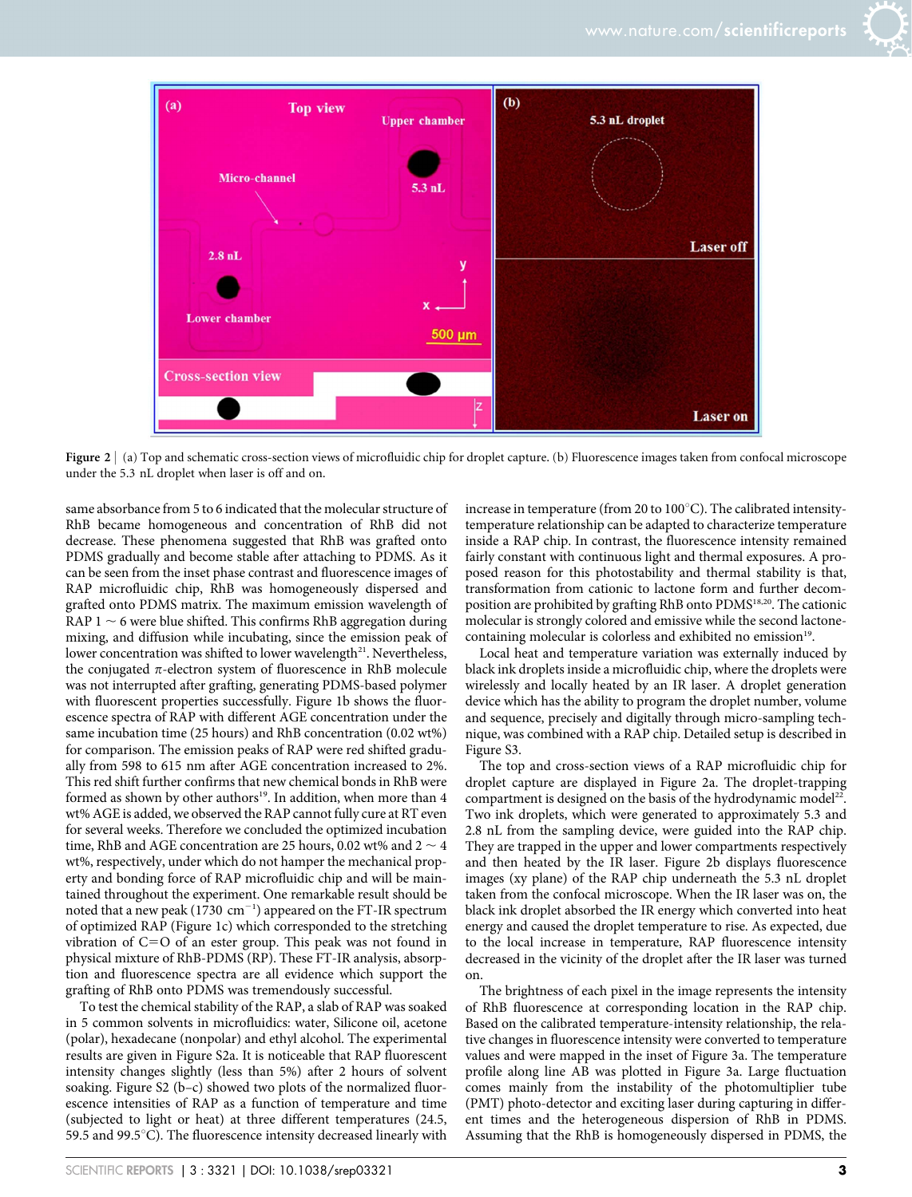**Figure 2** | (a) Top and schematic cross-section views of microfluidic chip for droplet capture. (b) Fluorescence images taken from confocal microscope under the 5.3 nL droplet when laser is off and on.

same absorbance from 5 to 6 indicated that the molecular structure of RhB became homogeneous and concentration of RhB did not decrease. These phenomena suggested that RhB was grafted onto PDMS gradually and become stable after attaching to PDMS. As it can be seen from the inset phase contrast and fluorescence images of RAP microfluidic chip, RhB was homogeneously dispersed and grafted onto PDMS matrix. The maximum emission wavelength of RAP 1 ~ 6 were blue shifted. This confirms RhB aggregation during mixing, and diffusion while incubating, since the emission peak of lower concentration was shifted to lower wavelength[21]. Nevertheless, the conjugated $\pi$-electron system of fluorescence in RhB molecule was not interrupted after grafting, generating PDMS-based polymer with fluorescent properties successfully. Figure 1b shows the fluorescence spectra of RAP with different AGE concentration under the same incubation time (25 hours) and RhB concentration (0.02 wt%) for comparison. The emission peaks of RAP were red shifted gradually from 598 to 615 nm after AGE concentration increased to 2%. This red shift further confirms that new chemical bonds in RhB were formed as shown by other authors[19]. In addition, when more than 4 wt% AGE is added, we observed the RAP cannot fully cure at RT even for several weeks. Therefore we concluded the optimized incubation time, RhB and AGE concentration are 25 hours, 0.02 wt% and 2 ~ 4 wt%, respectively, under which do not hamper the mechanical property and bonding force of RAP microfluidic chip and will be maintained throughout the experiment. One remarkable result should be noted that a new peak (1730 $cm^{-1}$) appeared on the FT-IR spectrum of optimized RAP (Figure 1c) which corresponded to the stretching vibration of C=O of an ester group. This peak was not found in physical mixture of RhB-PDMS (RP). These FT-IR analysis, absorption and fluorescence spectra are all evidence which support the grafting of RhB onto PDMS was tremendously successful.

To test the chemical stability of the RAP, a slab of RAP was soaked in 5 common solvents in microfluidics: water, Silicone oil, acetone (polar), hexadecane (nonpolar) and ethyl alcohol. The experimental results are given in Figure S2a. It is noticeable that RAP fluorescent intensity changes slightly (less than 5%) after 2 hours of solvent soaking. Figure S2 (b–c) showed two plots of the normalized fluorescence intensities of RAP as a function of temperature and time (subjected to light or heat) at three different temperatures (24.5, 59.5 and 99.5°C). The fluorescence intensity decreased linearly with increase in temperature (from 20 to 100°C). The calibrated intensity-temperature relationship can be adapted to characterize temperature inside a RAP chip. In contrast, the fluorescence intensity remained fairly constant with continuous light and thermal exposures. A proposed reason for this photostability and thermal stability is that, transformation from cationic to lactone form and further decomposition are prohibited by grafting RhB onto PDMS[18,20]. The cationic molecular is strongly colored and emissive while the second lactone-containing molecular is colorless and exhibited no emission[19].

Local heat and temperature variation was externally induced by black ink droplets inside a microfluidic chip, where the droplets were wirelessly and locally heated by an IR laser. A droplet generation device which has the ability to program the droplet number, volume and sequence, precisely and digitally through micro-sampling technique, was combined with a RAP chip. Detailed setup is described in Figure S3.

The top and cross-section views of a RAP microfluidic chip for droplet capture are displayed in Figure 2a. The droplet-trapping compartment is designed on the basis of the hydrodynamic model[22]. Two ink droplets, which were generated to approximately 5.3 and 2.8 nL from the sampling device, were guided into the RAP chip. They are trapped in the upper and lower compartments respectively and then heated by the IR laser. Figure 2b displays fluorescence images (xy plane) of the RAP chip underneath the 5.3 nL droplet taken from the confocal microscope. When the IR laser was on, the black ink droplet absorbed the IR energy which converted into heat energy and caused the droplet temperature to rise. As expected, due to the local increase in temperature, RAP fluorescence intensity decreased in the vicinity of the droplet after the IR laser was turned on.

The brightness of each pixel in the image represents the intensity of RhB fluorescence at corresponding location in the RAP chip. Based on the calibrated temperature-intensity relationship, the relative changes in fluorescence intensity were converted to temperature values and were mapped in the inset of Figure 3a. The temperature profile along line AB was plotted in Figure 3a. Large fluctuation comes mainly from the instability of the photomultiplier tube (PMT) photo-detector and exciting laser during capturing in different times and the heterogeneous dispersion of RhB in PDMS. Assuming that the RhB is homogeneously dispersed in PDMS, the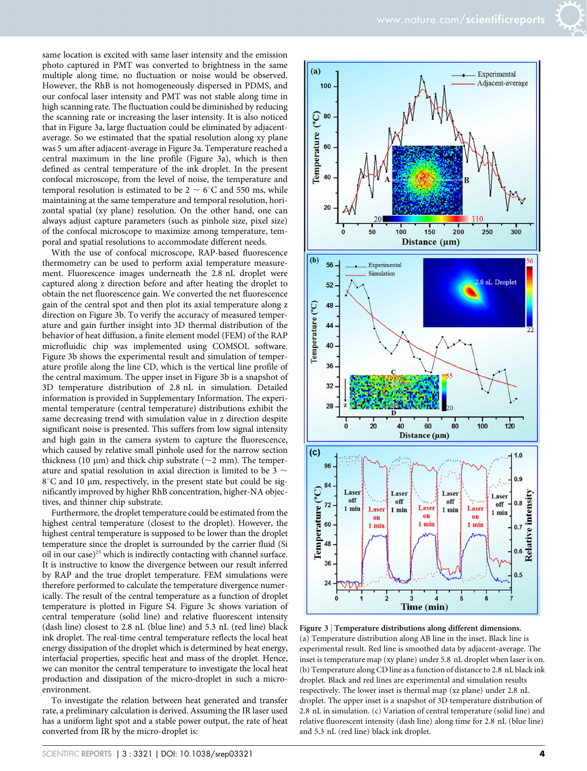same location is excited with same laser intensity and the emission photo captured in PMT was converted to brightness in the same multiple along time, no fluctuation or noise would be observed. However, the RhB is not homogeneously dispersed in PDMS, and our confocal laser intensity and PMT was not stable along time in high scanning rate. The fluctuation could be diminished by reducing the scanning rate or increasing the laser intensity. It is also noticed that in Figure 3a, large fluctuation could be eliminated by adjacent-average. So we estimated that the spatial resolution along xy plane was 5 um after adjacent-average in Figure 3a. Temperature reached a central maximum in the line profile (Figure 3a), which is then defined as central temperature of the ink droplet. In the present confocal microscope, from the level of noise, the temperature and temporal resolution is estimated to be 2 ~ 6°C and 550 ms, while maintaining at the same temperature and temporal resolution, horizontal spatial (xy plane) resolution. On the other hand, one can always adjust capture parameters (such as pinhole size, pixel size) of the confocal microscope to maximize among temperature, temporal and spatial resolutions to accommodate different needs.

With the use of confocal microscope, RAP-based fluorescence thermometry can be used to perform axial temperature measurement. Fluorescence images underneath the 2.8 nL droplet were captured along z direction before and after heating the droplet to obtain the net fluorescence gain. We converted the net fluorescence gain of the central spot and then plot its axial temperature along z direction on Figure 3b. To verify the accuracy of measured temperature and gain further insight into 3D thermal distribution of the behavior of heat diffusion, a finite element model (FEM) of the RAP microfluidic chip was implemented using COMSOL software. Figure 3b shows the experimental result and simulation of temperature profile along the line CD, which is the vertical line profile of the central maximum. The upper inset in Figure 3b is a snapshot of 3D temperature distribution of 2.8 nL in simulation. Detailed information is provided in Supplementary Information. The experimental temperature (central temperature) distributions exhibit the same decreasing trend with simulation value in z direction despite significant noise is presented. This suffers from low signal intensity and high gain in the camera system to capture the fluorescence, which caused by relative small pinhole used for the narrow section thickness (10 μm) and thick chip substrate (~2 mm). The temperature and spatial resolution in axial direction is limited to be 3 ~ 8°C and 10 μm, respectively, in the present state but could be significantly improved by higher RhB concentration, higher-NA objectives, and thinner chip substrate.

Furthermore, the droplet temperature could be estimated from the highest central temperature (closest to the droplet). However, the highest central temperature is supposed to be lower than the droplet temperature since the droplet is surrounded by the carrier fluid (Si oil in our case)[23] which is indirectly contacting with channel surface. It is instructive to know the divergence between our result inferred by RAP and the true droplet temperature. FEM simulations were therefore performed to calculate the temperature divergence numerically. The result of the central temperature as a function of droplet temperature is plotted in Figure S4. Figure 3c shows variation of central temperature (solid line) and relative fluorescent intensity (dash line) closest to 2.8 nL (blue line) and 5.3 nL (red line) black ink droplet. The real-time central temperature reflects the local heat energy dissipation of the droplet which is determined by heat energy, interfacial properties, specific heat and mass of the droplet. Hence, we can monitor the central temperature to investigate the local heat production and dissipation of the micro-droplet in such a micro-environment.

To investigate the relation between heat generated and transfer rate, a preliminary calculation is derived. Assuming the IR laser used has a uniform light spot and a stable power output, the rate of heat converted from IR by the micro-droplet is:

**Figure 3 | Temperature distributions along different dimensions.** (a) Temperature distribution along AB line in the inset. Black line is experimental result. Red line is smoothed data by adjacent-average. The inset is temperature map (xy plane) under 5.8 nL droplet when laser is on. (b) Temperature along CD line as a function of distance to 2.8 nL black ink droplet. Black and red lines are experimental and simulation results respectively. The lower inset is thermal map (xz plane) under 2.8 nL droplet. The upper inset is a snapshot of 3D temperature distribution of 2.8 nL in simulation. (c) Variation of central temperature (solid line) and relative fluorescent intensity (dash line) along time for 2.8 nL (blue line) and 5.3 nL (red line) black ink droplet.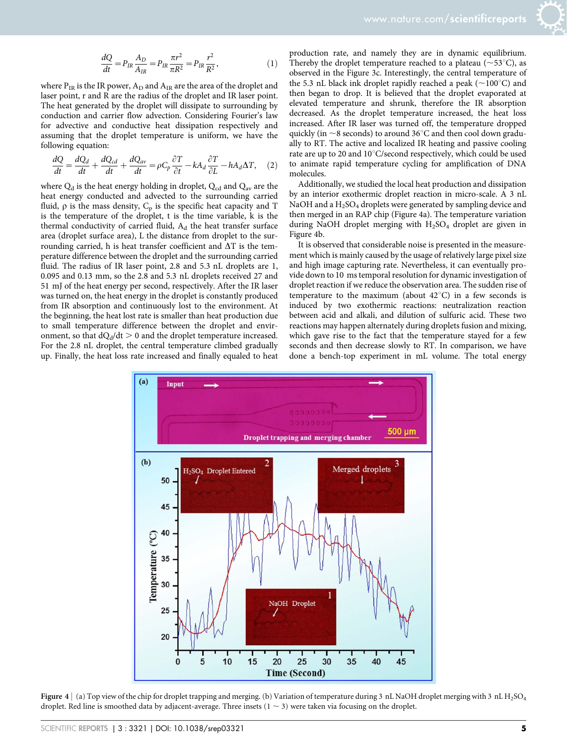$$\frac{dQ}{dt} = P_{IR}\frac{A_D}{A_{IR}} = P_{IR}\frac{\pi r^2}{\pi R^2} = P_{IR}\frac{r^2}{R^2}, \quad (1)$$

where $P_{IR}$ is the IR power, $A_D$ and $A_{IR}$ are the area of the droplet and laser point, r and R are the radius of the droplet and IR laser point. The heat generated by the droplet will dissipate to surrounding by conduction and carrier flow advection. Considering Fourier's law for advective and conductive heat dissipation respectively and assuming that the droplet temperature is uniform, we have the following equation:

$$\frac{dQ}{dt} = \frac{dQ_d}{dt} + \frac{dQ_{cd}}{dt} + \frac{dQ_{av}}{dt} = \rho C_p\frac{\partial T}{\partial t} - kA_d\frac{\partial T}{\partial L} - hA_d\Delta T, \quad (2)$$

where $Q_d$ is the heat energy holding in droplet, $Q_{cd}$ and $Q_{av}$ are the heat energy conducted and advected to the surrounding carried fluid, ρ is the mass density, $C_p$ is the specific heat capacity and T is the temperature of the droplet, t is the time variable, k is the thermal conductivity of carried fluid, $A_d$ the heat transfer surface area (droplet surface area), L the distance from droplet to the surrounding carried, h is heat transfer coefficient and ΔT is the temperature difference between the droplet and the surrounding carried fluid. The radius of IR laser point, 2.8 and 5.3 nL droplets are 1, 0.095 and 0.13 mm, so the 2.8 and 5.3 nL droplets received 27 and 51 mJ of the heat energy per second, respectively. After the IR laser was turned on, the heat energy in the droplet is constantly produced from IR absorption and continuously lost to the environment. At the beginning, the heat lost rate is smaller than heat production due to small temperature difference between the droplet and environment, so that $dQ_d/dt > 0$ and the droplet temperature increased. For the 2.8 nL droplet, the central temperature climbed gradually up. Finally, the heat loss rate increased and finally equaled to heat production rate, and namely they are in dynamic equilibrium. Thereby the droplet temperature reached to a plateau (~53°C), as observed in the Figure 3c. Interestingly, the central temperature of the 5.3 nL black ink droplet rapidly reached a peak (~100°C) and then began to drop. It is believed that the droplet evaporated at elevated temperature and shrunk, therefore the IR absorption decreased. As the droplet temperature increased, the heat loss increased. After IR laser was turned off, the temperature dropped quickly (in ~8 seconds) to around 36°C and then cool down gradually to RT. The active and localized IR heating and passive cooling rate are up to 20 and 10°C/second respectively, which could be used to animate rapid temperature cycling for amplification of DNA molecules.

Additionally, we studied the local heat production and dissipation by an interior exothermic droplet reaction in micro-scale. A 3 nL NaOH and a $H_2SO_4$ droplets were generated by sampling device and then merged in an RAP chip (Figure 4a). The temperature variation during NaOH droplet merging with $H_2SO_4$ droplet are given in Figure 4b.

It is observed that considerable noise is presented in the measurement which is mainly caused by the usage of relatively large pixel size and high image capturing rate. Nevertheless, it can eventually provide down to 10 ms temporal resolution for dynamic investigation of droplet reaction if we reduce the observation area. The sudden rise of temperature to the maximum (about 42°C) in a few seconds is induced by two exothermic reactions: neutralization reaction between acid and alkali, and dilution of sulfuric acid. These two reactions may happen alternately during droplets fusion and mixing, which gave rise to the fact that the temperature stayed for a few seconds and then decrease slowly to RT. In comparison, we have done a bench-top experiment in mL volume. The total energy

Figure 4 | (a) Top view of the chip for droplet trapping and merging. (b) Variation of temperature during 3 nL NaOH droplet merging with 3 nL $H_2SO_4$ droplet. Red line is smoothed data by adjacent-average. Three insets (1 ~ 3) were taken via focusing on the droplet.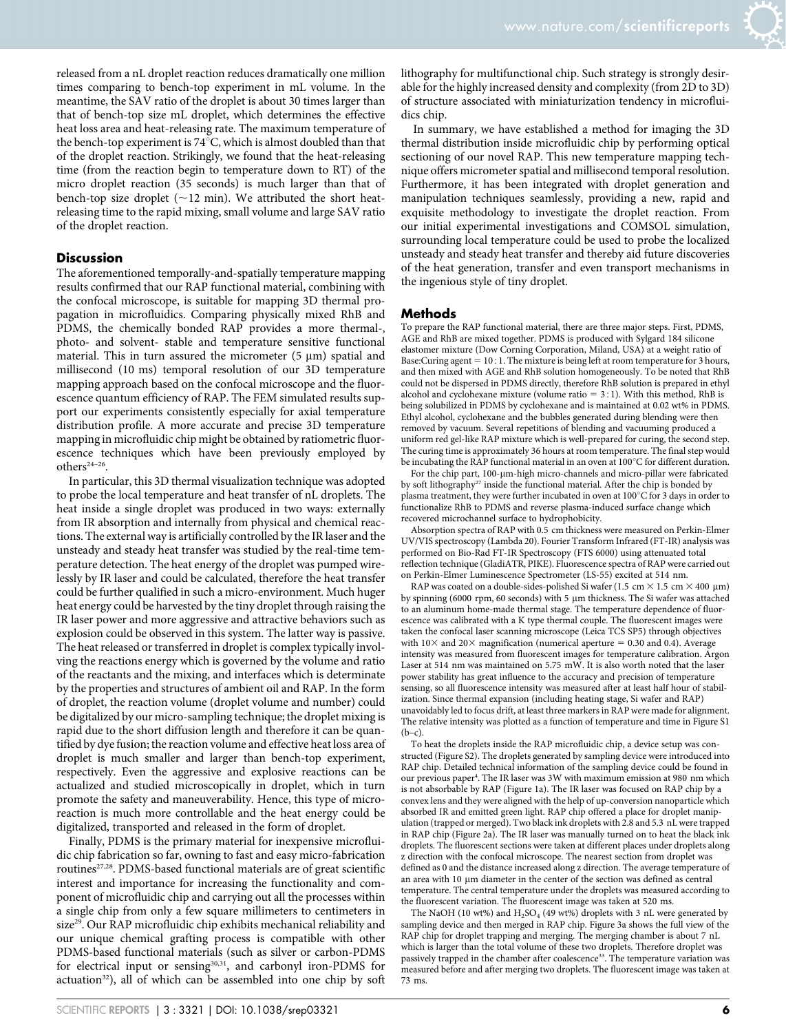released from a nL droplet reaction reduces dramatically one million times comparing to bench-top experiment in mL volume. In the meantime, the SAV ratio of the droplet is about 30 times larger than that of bench-top size mL droplet, which determines the effective heat loss area and heat-releasing rate. The maximum temperature of the bench-top experiment is 74°C, which is almost doubled than that of the droplet reaction. Strikingly, we found that the heat-releasing time (from the reaction begin to temperature down to RT) of the micro droplet reaction (35 seconds) is much larger than that of bench-top size droplet (~12 min). We attributed the short heat-releasing time to the rapid mixing, small volume and large SAV ratio of the droplet reaction.

## Discussion

The aforementioned temporally-and-spatially temperature mapping results confirmed that our RAP functional material, combining with the confocal microscope, is suitable for mapping 3D thermal propagation in microfluidics. Comparing physically mixed RhB and PDMS, the chemically bonded RAP provides a more thermal-, photo- and solvent- stable and temperature sensitive functional material. This in turn assured the micrometer (5 μm) spatial and millisecond (10 ms) temporal resolution of our 3D temperature mapping approach based on the confocal microscope and the fluorescence quantum efficiency of RAP. The FEM simulated results support our experiments consistently especially for axial temperature distribution profile. A more accurate and precise 3D temperature mapping in microfluidic chip might be obtained by ratiometric fluorescence techniques which have been previously employed by others[24–26].

In particular, this 3D thermal visualization technique was adopted to probe the local temperature and heat transfer of nL droplets. The heat inside a single droplet was produced in two ways: externally from IR absorption and internally from physical and chemical reactions. The external way is artificially controlled by the IR laser and the unsteady and steady heat transfer was studied by the real-time temperature detection. The heat energy of the droplet was pumped wirelessly by IR laser and could be calculated, therefore the heat transfer could be further qualified in such a micro-environment. Much huger heat energy could be harvested by the tiny droplet through raising the IR laser power and more aggressive and attractive behaviors such as explosion could be observed in this system. The latter way is passive. The heat released or transferred in droplet is complex typically involving the reactions energy which is governed by the volume and ratio of the reactants and the mixing, and interfaces which is determinate by the properties and structures of ambient oil and RAP. In the form of droplet, the reaction volume (droplet volume and number) could be digitalized by our micro-sampling technique; the droplet mixing is rapid due to the short diffusion length and therefore it can be quantified by dye fusion; the reaction volume and effective heat loss area of droplet is much smaller and larger than bench-top experiment, respectively. Even the aggressive and explosive reactions can be actualized and studied microscopically in droplet, which in turn promote the safety and maneuverability. Hence, this type of micro-reaction is much more controllable and the heat energy could be digitalized, transported and released in the form of droplet.

Finally, PDMS is the primary material for inexpensive microfluidic chip fabrication so far, owning to fast and easy micro-fabrication routines[27,28]. PDMS-based functional materials are of great scientific interest and importance for increasing the functionality and component of microfluidic chip and carrying out all the processes within a single chip from only a few square millimeters to centimeters in size[29]. Our RAP microfluidic chip exhibits mechanical reliability and our unique chemical grafting process is compatible with other PDMS-based functional materials (such as silver or carbon-PDMS for electrical input or sensing[30,31], and carbonyl iron-PDMS for actuation[32]), all of which can be assembled into one chip by soft lithography for multifunctional chip. Such strategy is strongly desirable for the highly increased density and complexity (from 2D to 3D) of structure associated with miniaturization tendency in microfluidics chip.

In summary, we have established a method for imaging the 3D thermal distribution inside microfluidic chip by performing optical sectioning of our novel RAP. This new temperature mapping technique offers micrometer spatial and millisecond temporal resolution. Furthermore, it has been integrated with droplet generation and manipulation techniques seamlessly, providing a new, rapid and exquisite methodology to investigate the droplet reaction. From our initial experimental investigations and COMSOL simulation, surrounding local temperature could be used to probe the localized unsteady and steady heat transfer and thereby aid future discoveries of the heat generation, transfer and even transport mechanisms in the ingenious style of tiny droplet.

## Methods

To prepare the RAP functional material, there are three major steps. First, PDMS, AGE and RhB are mixed together. PDMS is produced with Sylgard 184 silicone elastomer mixture (Dow Corning Corporation, Miland, USA) at a weight ratio of Base:Curing agent = 10 : 1. The mixture is being left at room temperature for 3 hours, and then mixed with AGE and RhB solution homogeneously. To be noted that RhB could not be dispersed in PDMS directly, therefore RhB solution is prepared in ethyl alcohol and cyclohexane mixture (volume ratio = 3 : 1). With this method, RhB is being solubilized in PDMS by cyclohexane and is maintained at 0.02 wt% in PDMS. Ethyl alcohol, cyclohexane and the bubbles generated during blending were then removed by vacuum. Several repetitions of blending and vacuuming produced a uniform red gel-like RAP mixture which is well-prepared for curing, the second step. The curing time is approximately 36 hours at room temperature. The final step would be incubating the RAP functional material in an oven at 100°C for different duration.

For the chip part, 100-μm-high micro-channels and micro-pillar were fabricated by soft lithography[27] inside the functional material. After the chip is bonded by plasma treatment, they were further incubated in oven at 100°C for 3 days in order to functionalize RhB to PDMS and reverse plasma-induced surface change which recovered microchannel surface to hydrophobicity.

Absorption spectra of RAP with 0.5 cm thickness were measured on Perkin-Elmer UV/VIS spectroscopy (Lambda 20). Fourier Transform Infrared (FT-IR) analysis was performed on Bio-Rad FT-IR Spectroscopy (FTS 6000) using attenuated total reflection technique (GladiATR, PIKE). Fluorescence spectra of RAP were carried out on Perkin-Elmer Luminescence Spectrometer (LS-55) excited at 514 nm.

RAP was coated on a double-sides-polished Si wafer (1.5 cm × 1.5 cm × 400 μm) by spinning (6000 rpm, 60 seconds) with 5 μm thickness. The Si wafer was attached to an aluminum home-made thermal stage. The temperature dependence of fluorescence was calibrated with a K type thermal couple. The fluorescent images were taken the confocal laser scanning microscope (Leica TCS SP5) through objectives with 10× and 20× magnification (numerical aperture = 0.30 and 0.4). Average intensity was measured from fluorescent images for temperature calibration. Argon Laser at 514 nm was maintained on 5.75 mW. It is also worth noted that the laser power stability has great influence to the accuracy and precision of temperature sensing, so all fluorescence intensity was measured after at least half hour of stabilization. Since thermal expansion (including heating stage, Si wafer and RAP) unavoidably led to focus drift, at least three markers in RAP were made for alignment. The relative intensity was plotted as a function of temperature and time in Figure S1 (b–c).

To heat the droplets inside the RAP microfluidic chip, a device setup was constructed (Figure S2). The droplets generated by sampling device were introduced into RAP chip. Detailed technical information of the sampling device could be found in our previous paper[4]. The IR laser was 3W with maximum emission at 980 nm which is not absorbable by RAP (Figure 1a). The IR laser was focused on RAP chip by a convex lens and they were aligned with the help of up-conversion nanoparticle which absorbed IR and emitted green light. RAP chip offered a place for droplet manipulation (trapped or merged). Two black ink droplets with 2.8 and 5.3 nL were trapped in RAP chip (Figure 2a). The IR laser was manually turned on to heat the black ink droplets. The fluorescent sections were taken at different places under droplets along z direction with the confocal microscope. The nearest section from droplet was defined as 0 and the distance increased along z direction. The average temperature of an area with 10 μm diameter in the center of the section was defined as central temperature. The central temperature under the droplets was measured according to the fluorescent variation. The fluorescent image was taken at 520 ms.

The NaOH (10 wt%) and $H_2SO_4$ (49 wt%) droplets with 3 nL were generated by sampling device and then merged in RAP chip. Figure 3a shows the full view of the RAP chip for droplet trapping and merging. The merging chamber is about 7 nL which is larger than the total volume of these two droplets. Therefore droplet was passively trapped in the chamber after coalescence[33]. The temperature variation was measured before and after merging two droplets. The fluorescent image was taken at 73 ms.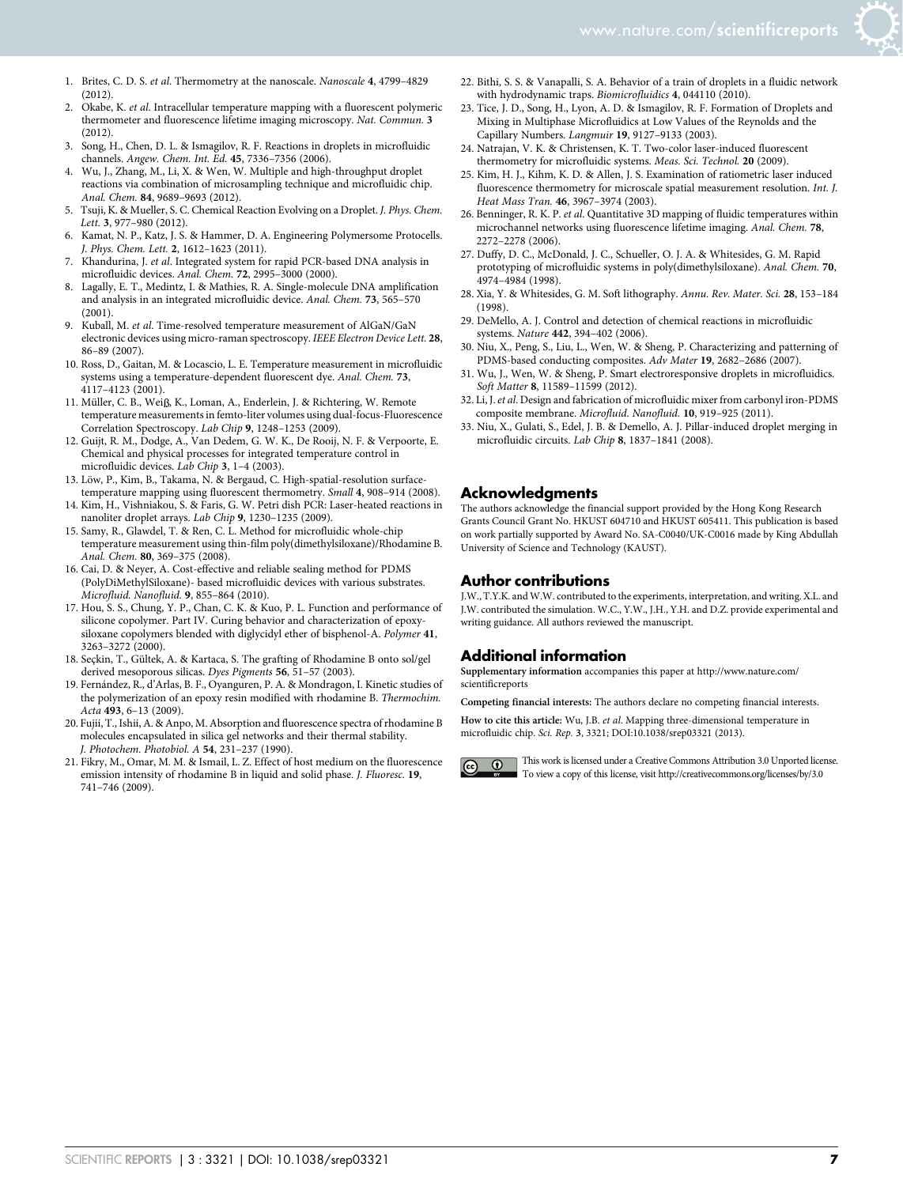1. Brites, C. D. S. *et al*. Thermometry at the nanoscale. *Nanoscale* **4**, 4799–4829 (2012).
2. Okabe, K. *et al*. Intracellular temperature mapping with a fluorescent polymeric thermometer and fluorescence lifetime imaging microscopy. *Nat. Commun.* **3** (2012).
3. Song, H., Chen, D. L. & Ismagilov, R. F. Reactions in droplets in microfluidic channels. *Angew. Chem. Int. Ed.* **45**, 7336–7356 (2006).
4. Wu, J., Zhang, M., Li, X. & Wen, W. Multiple and high-throughput droplet reactions via combination of microsampling technique and microfluidic chip. *Anal. Chem.* **84**, 9689–9693 (2012).
5. Tsuji, K. & Mueller, S. C. Chemical Reaction Evolving on a Droplet. *J. Phys. Chem. Lett.* **3**, 977–980 (2012).
6. Kamat, N. P., Katz, J. S. & Hammer, D. A. Engineering Polymersome Protocells. *J. Phys. Chem. Lett.* **2**, 1612–1623 (2011).
7. Khandurina, J. *et al*. Integrated system for rapid PCR-based DNA analysis in microfluidic devices. *Anal. Chem.* **72**, 2995–3000 (2000).
8. Lagally, E. T., Medintz, I. & Mathies, R. A. Single-molecule DNA amplification and analysis in an integrated microfluidic device. *Anal. Chem.* **73**, 565–570 (2001).
9. Kuball, M. *et al*. Time-resolved temperature measurement of AlGaN/GaN electronic devices using micro-raman spectroscopy. *IEEE Electron Device Lett.* **28**, 86–89 (2007).
10. Ross, D., Gaitan, M. & Locascio, L. E. Temperature measurement in microfluidic systems using a temperature-dependent fluorescent dye. *Anal. Chem.* **73**, 4117–4123 (2001).
11. Müller, C. B., Weiß, K., Loman, A., Enderlein, J. & Richtering, W. Remote temperature measurements in femto-liter volumes using dual-focus-Fluorescence Correlation Spectroscopy. *Lab Chip* **9**, 1248–1253 (2009).
12. Guijt, R. M., Dodge, A., Van Dedem, G. W. K., De Rooij, N. F. & Verpoorte, E. Chemical and physical processes for integrated temperature control in microfluidic devices. *Lab Chip* **3**, 1–4 (2003).
13. Löw, P., Kim, B., Takama, N. & Bergaud, C. High-spatial-resolution surface-temperature mapping using fluorescent thermometry. *Small* **4**, 908–914 (2008).
14. Kim, H., Vishniakou, S. & Faris, G. W. Petri dish PCR: Laser-heated reactions in nanoliter droplet arrays. *Lab Chip* **9**, 1230–1235 (2009).
15. Samy, R., Glawdel, T. & Ren, C. L. Method for microfluidic whole-chip temperature measurement using thin-film poly(dimethylsiloxane)/Rhodamine B. *Anal. Chem.* **80**, 369–375 (2008).
16. Cai, D. & Neyer, A. Cost-effective and reliable sealing method for PDMS (PolyDiMethylSiloxane)- based microfluidic devices with various substrates. *Microfluid. Nanofluid.* **9**, 855–864 (2010).
17. Hou, S. S., Chung, Y. P., Chan, C. K. & Kuo, P. L. Function and performance of silicone copolymer. Part IV. Curing behavior and characterization of epoxy-siloxane copolymers blended with diglycidyl ether of bisphenol-A. *Polymer* **41**, 3263–3272 (2000).
18. Seçkin, T., Gültek, A. & Kartaca, S. The grafting of Rhodamine B onto sol/gel derived mesoporous silicas. *Dyes Pigments* **56**, 51–57 (2003).
19. Fernández, R., d'Arlas, B. F., Oyanguren, P. A. & Mondragon, I. Kinetic studies of the polymerization of an epoxy resin modified with rhodamine B. *Thermochim. Acta* **493**, 6–13 (2009).
20. Fujii, T., Ishii, A. & Anpo, M. Absorption and fluorescence spectra of rhodamine B molecules encapsulated in silica gel networks and their thermal stability. *J. Photochem. Photobiol. A* **54**, 231–237 (1990).
21. Fikry, M., Omar, M. M. & Ismail, L. Z. Effect of host medium on the fluorescence emission intensity of rhodamine B in liquid and solid phase. *J. Fluoresc.* **19**, 741–746 (2009).
22. Bithi, S. S. & Vanapalli, S. A. Behavior of a train of droplets in a fluidic network with hydrodynamic traps. *Biomicrofluidics* **4**, 044110 (2010).
23. Tice, J. D., Song, H., Lyon, A. D. & Ismagilov, R. F. Formation of Droplets and Mixing in Multiphase Microfluidics at Low Values of the Reynolds and the Capillary Numbers. *Langmuir* **19**, 9127–9133 (2003).
24. Natrajan, V. K. & Christensen, K. T. Two-color laser-induced fluorescent thermometry for microfluidic systems. *Meas. Sci. Technol.* **20** (2009).
25. Kim, H. J., Kihm, K. D. & Allen, J. S. Examination of ratiometric laser induced fluorescence thermometry for microscale spatial measurement resolution. *Int. J. Heat Mass Tran.* **46**, 3967–3974 (2003).
26. Benninger, R. K. P. *et al*. Quantitative 3D mapping of fluidic temperatures within microchannel networks using fluorescence lifetime imaging. *Anal. Chem.* **78**, 2272–2278 (2006).
27. Duffy, D. C., McDonald, J. C., Schueller, O. J. A. & Whitesides, G. M. Rapid prototyping of microfluidic systems in poly(dimethylsiloxane). *Anal. Chem.* **70**, 4974–4984 (1998).
28. Xia, Y. & Whitesides, G. M. Soft lithography. *Annu. Rev. Mater. Sci.* **28**, 153–184 (1998).
29. DeMello, A. J. Control and detection of chemical reactions in microfluidic systems. *Nature* **442**, 394–402 (2006).
30. Niu, X., Peng, S., Liu, L., Wen, W. & Sheng, P. Characterizing and patterning of PDMS-based conducting composites. *Adv Mater* **19**, 2682–2686 (2007).
31. Wu, J., Wen, W. & Sheng, P. Smart electroresponsive droplets in microfluidics. *Soft Matter* **8**, 11589–11599 (2012).
32. Li, J. *et al*. Design and fabrication of microfluidic mixer from carbonyl iron-PDMS composite membrane. *Microfluid. Nanofluid.* **10**, 919–925 (2011).
33. Niu, X., Gulati, S., Edel, J. B. & Demello, A. J. Pillar-induced droplet merging in microfluidic circuits. *Lab Chip* **8**, 1837–1841 (2008).

## Acknowledgments

The authors acknowledge the financial support provided by the Hong Kong Research Grants Council Grant No. HKUST 604710 and HKUST 605411. This publication is based on work partially supported by Award No. SA-C0040/UK-C0016 made by King Abdullah University of Science and Technology (KAUST).

## Author contributions

J.W., T.Y.K. and W.W. contributed to the experiments, interpretation, and writing. X.L. and J.W. contributed the simulation. W.C., Y.W., J.H., Y.H. and D.Z. provide experimental and writing guidance. All authors reviewed the manuscript.

## Additional information

**Supplementary information** accompanies this paper at http://www.nature.com/scientificreports

**Competing financial interests:** The authors declare no competing financial interests.

**How to cite this article:** Wu, J.B. *et al*. Mapping three-dimensional temperature in microfluidic chip. *Sci. Rep.* **3**, 3321; DOI:10.1038/srep03321 (2013).

This work is licensed under a Creative Commons Attribution 3.0 Unported license. To view a copy of this license, visit http://creativecommons.org/licenses/by/3.0